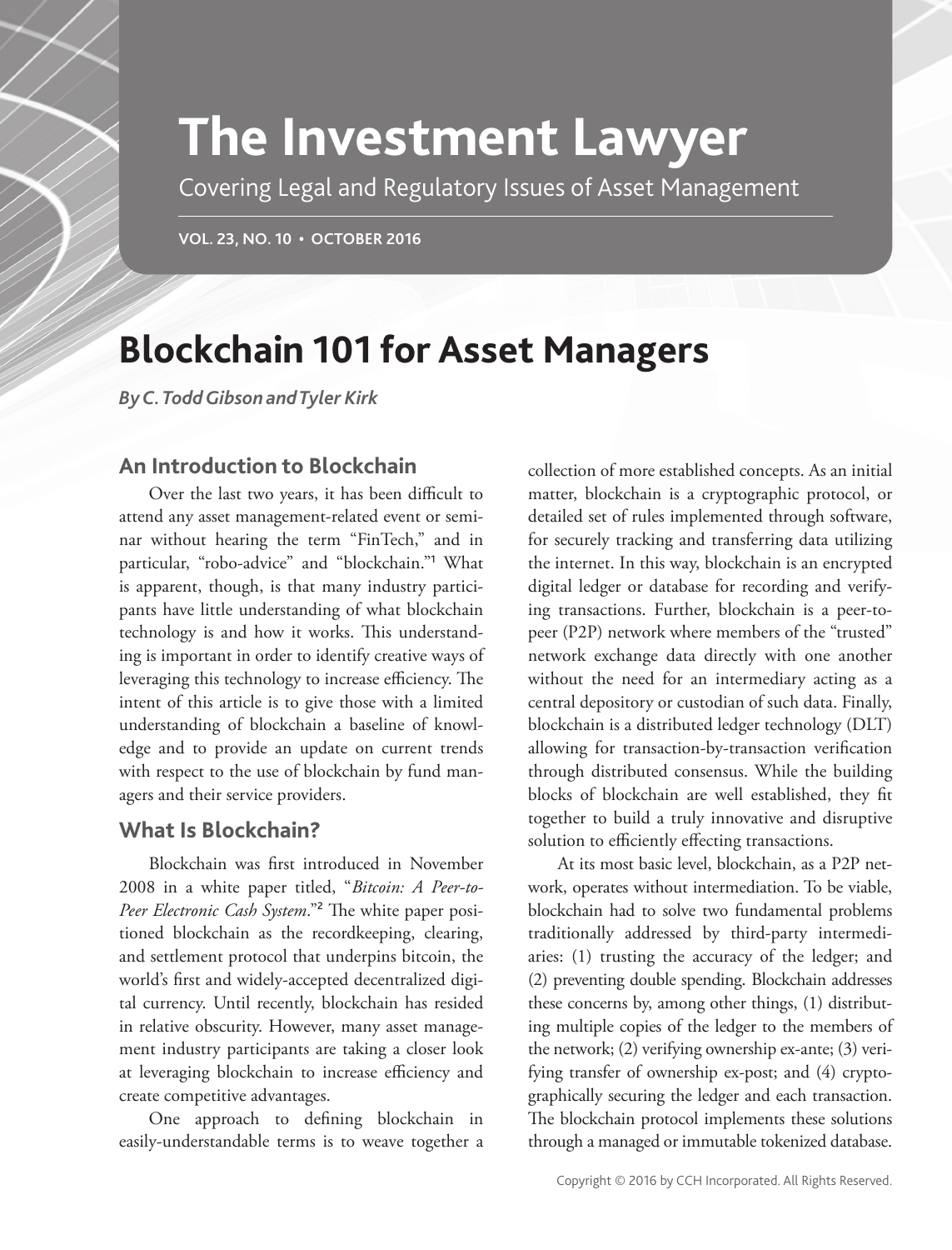# The Investment Lawyer

Covering Legal and Regulatory Issues of Asset Management

**VOL. 23, NO. 10 • OCTOBER 2016**

# Blockchain 101 for Asset Managers

***By C. Todd Gibson and Tyler Kirk***

## An Introduction to Blockchain

Over the last two years, it has been difficult to attend any asset management-related event or seminar without hearing the term "FinTech," and in particular, "robo-advice" and "blockchain."[1] What is apparent, though, is that many industry participants have little understanding of what blockchain technology is and how it works. This understanding is important in order to identify creative ways of leveraging this technology to increase efficiency. The intent of this article is to give those with a limited understanding of blockchain a baseline of knowledge and to provide an update on current trends with respect to the use of blockchain by fund managers and their service providers.

## What Is Blockchain?

Blockchain was first introduced in November 2008 in a white paper titled, "*Bitcoin: A Peer-to-Peer Electronic Cash System*."[2] The white paper positioned blockchain as the recordkeeping, clearing, and settlement protocol that underpins bitcoin, the world's first and widely-accepted decentralized digital currency. Until recently, blockchain has resided in relative obscurity. However, many asset management industry participants are taking a closer look at leveraging blockchain to increase efficiency and create competitive advantages.

One approach to defining blockchain in easily-understandable terms is to weave together a collection of more established concepts. As an initial matter, blockchain is a cryptographic protocol, or detailed set of rules implemented through software, for securely tracking and transferring data utilizing the internet. In this way, blockchain is an encrypted digital ledger or database for recording and verifying transactions. Further, blockchain is a peer-to-peer (P2P) network where members of the "trusted" network exchange data directly with one another without the need for an intermediary acting as a central depository or custodian of such data. Finally, blockchain is a distributed ledger technology (DLT) allowing for transaction-by-transaction verification through distributed consensus. While the building blocks of blockchain are well established, they fit together to build a truly innovative and disruptive solution to efficiently effecting transactions.

At its most basic level, blockchain, as a P2P network, operates without intermediation. To be viable, blockchain had to solve two fundamental problems traditionally addressed by third-party intermediaries: (1) trusting the accuracy of the ledger; and (2) preventing double spending. Blockchain addresses these concerns by, among other things, (1) distributing multiple copies of the ledger to the members of the network; (2) verifying ownership ex-ante; (3) verifying transfer of ownership ex-post; and (4) cryptographically securing the ledger and each transaction. The blockchain protocol implements these solutions through a managed or immutable tokenized database.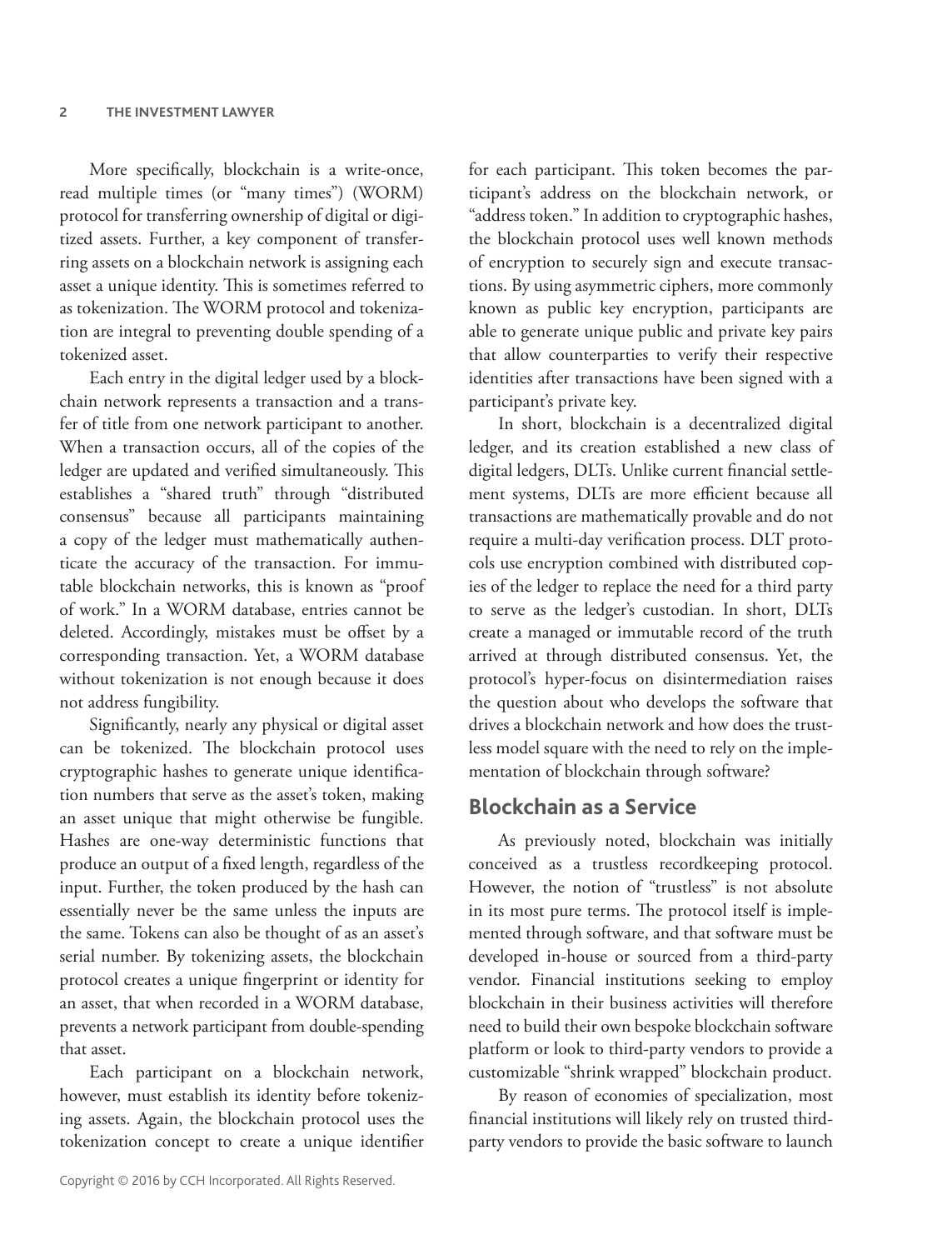More specifically, blockchain is a write-once, read multiple times (or "many times") (WORM) protocol for transferring ownership of digital or digitized assets. Further, a key component of transferring assets on a blockchain network is assigning each asset a unique identity. This is sometimes referred to as tokenization. The WORM protocol and tokenization are integral to preventing double spending of a tokenized asset.

Each entry in the digital ledger used by a blockchain network represents a transaction and a transfer of title from one network participant to another. When a transaction occurs, all of the copies of the ledger are updated and verified simultaneously. This establishes a "shared truth" through "distributed consensus" because all participants maintaining a copy of the ledger must mathematically authenticate the accuracy of the transaction. For immutable blockchain networks, this is known as "proof of work." In a WORM database, entries cannot be deleted. Accordingly, mistakes must be offset by a corresponding transaction. Yet, a WORM database without tokenization is not enough because it does not address fungibility.

Significantly, nearly any physical or digital asset can be tokenized. The blockchain protocol uses cryptographic hashes to generate unique identification numbers that serve as the asset's token, making an asset unique that might otherwise be fungible. Hashes are one-way deterministic functions that produce an output of a fixed length, regardless of the input. Further, the token produced by the hash can essentially never be the same unless the inputs are the same. Tokens can also be thought of as an asset's serial number. By tokenizing assets, the blockchain protocol creates a unique fingerprint or identity for an asset, that when recorded in a WORM database, prevents a network participant from double-spending that asset.

Each participant on a blockchain network, however, must establish its identity before tokenizing assets. Again, the blockchain protocol uses the tokenization concept to create a unique identifier for each participant. This token becomes the participant's address on the blockchain network, or "address token." In addition to cryptographic hashes, the blockchain protocol uses well known methods of encryption to securely sign and execute transactions. By using asymmetric ciphers, more commonly known as public key encryption, participants are able to generate unique public and private key pairs that allow counterparties to verify their respective identities after transactions have been signed with a participant's private key.

In short, blockchain is a decentralized digital ledger, and its creation established a new class of digital ledgers, DLTs. Unlike current financial settlement systems, DLTs are more efficient because all transactions are mathematically provable and do not require a multi-day verification process. DLT protocols use encryption combined with distributed copies of the ledger to replace the need for a third party to serve as the ledger's custodian. In short, DLTs create a managed or immutable record of the truth arrived at through distributed consensus. Yet, the protocol's hyper-focus on disintermediation raises the question about who develops the software that drives a blockchain network and how does the trustless model square with the need to rely on the implementation of blockchain through software?

## Blockchain as a Service

As previously noted, blockchain was initially conceived as a trustless recordkeeping protocol. However, the notion of "trustless" is not absolute in its most pure terms. The protocol itself is implemented through software, and that software must be developed in-house or sourced from a third-party vendor. Financial institutions seeking to employ blockchain in their business activities will therefore need to build their own bespoke blockchain software platform or look to third-party vendors to provide a customizable "shrink wrapped" blockchain product.

By reason of economies of specialization, most financial institutions will likely rely on trusted third-party vendors to provide the basic software to launch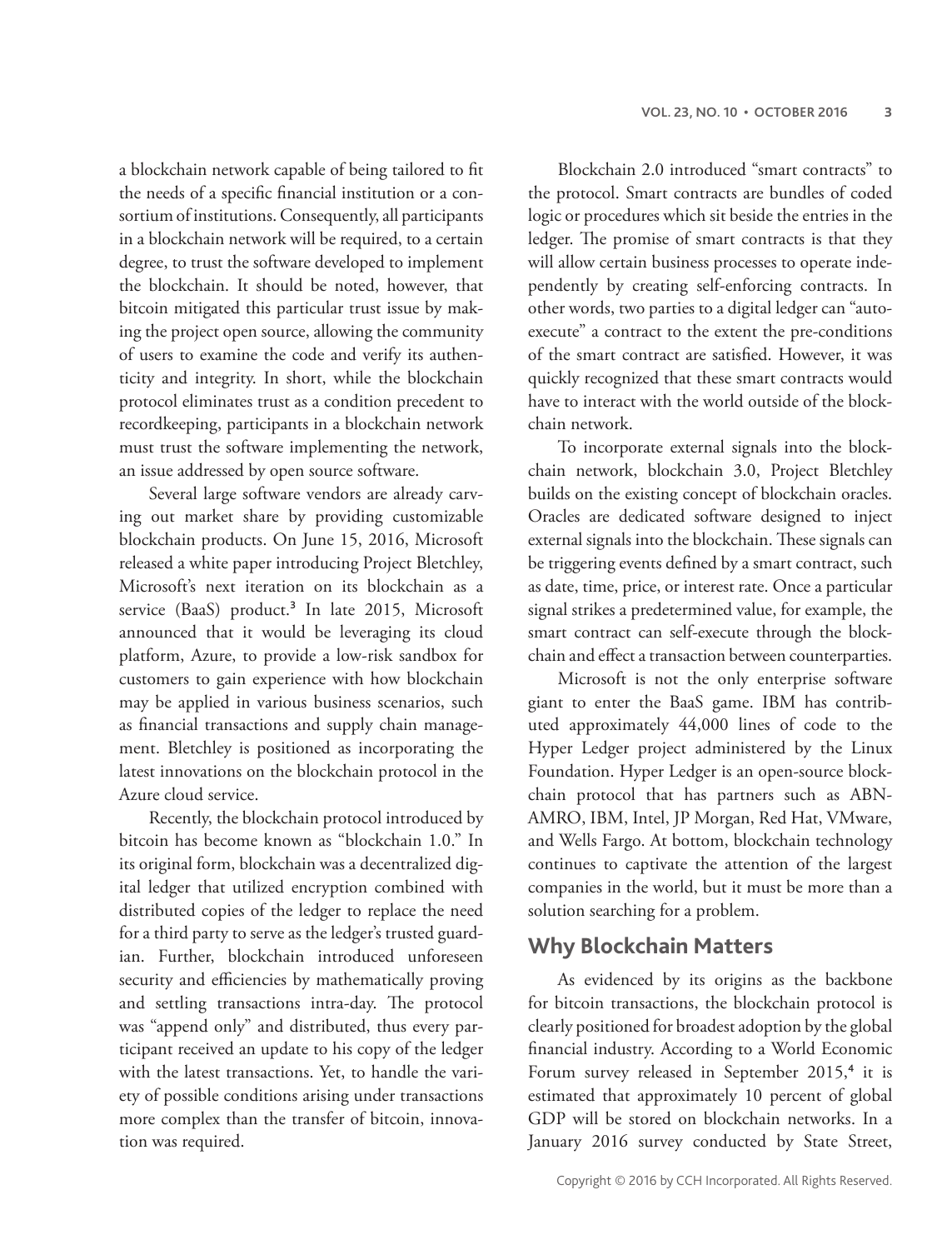a blockchain network capable of being tailored to fit the needs of a specific financial institution or a consortium of institutions. Consequently, all participants in a blockchain network will be required, to a certain degree, to trust the software developed to implement the blockchain. It should be noted, however, that bitcoin mitigated this particular trust issue by making the project open source, allowing the community of users to examine the code and verify its authenticity and integrity. In short, while the blockchain protocol eliminates trust as a condition precedent to recordkeeping, participants in a blockchain network must trust the software implementing the network, an issue addressed by open source software.

Several large software vendors are already carving out market share by providing customizable blockchain products. On June 15, 2016, Microsoft released a white paper introducing Project Bletchley, Microsoft's next iteration on its blockchain as a service (BaaS) product.[3] In late 2015, Microsoft announced that it would be leveraging its cloud platform, Azure, to provide a low-risk sandbox for customers to gain experience with how blockchain may be applied in various business scenarios, such as financial transactions and supply chain management. Bletchley is positioned as incorporating the latest innovations on the blockchain protocol in the Azure cloud service.

Recently, the blockchain protocol introduced by bitcoin has become known as "blockchain 1.0." In its original form, blockchain was a decentralized digital ledger that utilized encryption combined with distributed copies of the ledger to replace the need for a third party to serve as the ledger's trusted guardian. Further, blockchain introduced unforeseen security and efficiencies by mathematically proving and settling transactions intra-day. The protocol was "append only" and distributed, thus every participant received an update to his copy of the ledger with the latest transactions. Yet, to handle the variety of possible conditions arising under transactions more complex than the transfer of bitcoin, innovation was required.

Blockchain 2.0 introduced "smart contracts" to the protocol. Smart contracts are bundles of coded logic or procedures which sit beside the entries in the ledger. The promise of smart contracts is that they will allow certain business processes to operate independently by creating self-enforcing contracts. In other words, two parties to a digital ledger can "auto-execute" a contract to the extent the pre-conditions of the smart contract are satisfied. However, it was quickly recognized that these smart contracts would have to interact with the world outside of the blockchain network.

To incorporate external signals into the blockchain network, blockchain 3.0, Project Bletchley builds on the existing concept of blockchain oracles. Oracles are dedicated software designed to inject external signals into the blockchain. These signals can be triggering events defined by a smart contract, such as date, time, price, or interest rate. Once a particular signal strikes a predetermined value, for example, the smart contract can self-execute through the blockchain and effect a transaction between counterparties.

Microsoft is not the only enterprise software giant to enter the BaaS game. IBM has contributed approximately 44,000 lines of code to the Hyper Ledger project administered by the Linux Foundation. Hyper Ledger is an open-source blockchain protocol that has partners such as ABN-AMRO, IBM, Intel, JP Morgan, Red Hat, VMware, and Wells Fargo. At bottom, blockchain technology continues to captivate the attention of the largest companies in the world, but it must be more than a solution searching for a problem.

## Why Blockchain Matters

As evidenced by its origins as the backbone for bitcoin transactions, the blockchain protocol is clearly positioned for broadest adoption by the global financial industry. According to a World Economic Forum survey released in September 2015,[4] it is estimated that approximately 10 percent of global GDP will be stored on blockchain networks. In a January 2016 survey conducted by State Street,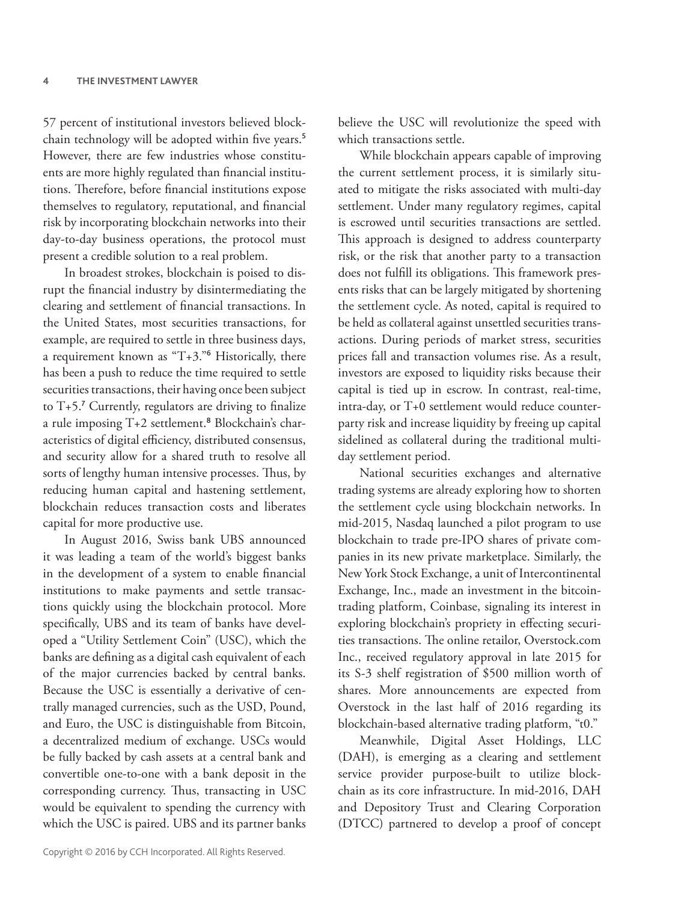57 percent of institutional investors believed blockchain technology will be adopted within five years.[5] However, there are few industries whose constituents are more highly regulated than financial institutions. Therefore, before financial institutions expose themselves to regulatory, reputational, and financial risk by incorporating blockchain networks into their day-to-day business operations, the protocol must present a credible solution to a real problem.

In broadest strokes, blockchain is poised to disrupt the financial industry by disintermediating the clearing and settlement of financial transactions. In the United States, most securities transactions, for example, are required to settle in three business days, a requirement known as "T+3."[6] Historically, there has been a push to reduce the time required to settle securities transactions, their having once been subject to T+5.[7] Currently, regulators are driving to finalize a rule imposing T+2 settlement.[8] Blockchain's characteristics of digital efficiency, distributed consensus, and security allow for a shared truth to resolve all sorts of lengthy human intensive processes. Thus, by reducing human capital and hastening settlement, blockchain reduces transaction costs and liberates capital for more productive use.

In August 2016, Swiss bank UBS announced it was leading a team of the world's biggest banks in the development of a system to enable financial institutions to make payments and settle transactions quickly using the blockchain protocol. More specifically, UBS and its team of banks have developed a "Utility Settlement Coin" (USC), which the banks are defining as a digital cash equivalent of each of the major currencies backed by central banks. Because the USC is essentially a derivative of centrally managed currencies, such as the USD, Pound, and Euro, the USC is distinguishable from Bitcoin, a decentralized medium of exchange. USCs would be fully backed by cash assets at a central bank and convertible one-to-one with a bank deposit in the corresponding currency. Thus, transacting in USC would be equivalent to spending the currency with which the USC is paired. UBS and its partner banks believe the USC will revolutionize the speed with which transactions settle.

While blockchain appears capable of improving the current settlement process, it is similarly situated to mitigate the risks associated with multi-day settlement. Under many regulatory regimes, capital is escrowed until securities transactions are settled. This approach is designed to address counterparty risk, or the risk that another party to a transaction does not fulfill its obligations. This framework presents risks that can be largely mitigated by shortening the settlement cycle. As noted, capital is required to be held as collateral against unsettled securities transactions. During periods of market stress, securities prices fall and transaction volumes rise. As a result, investors are exposed to liquidity risks because their capital is tied up in escrow. In contrast, real-time, intra-day, or T+0 settlement would reduce counterparty risk and increase liquidity by freeing up capital sidelined as collateral during the traditional multi-day settlement period.

National securities exchanges and alternative trading systems are already exploring how to shorten the settlement cycle using blockchain networks. In mid-2015, Nasdaq launched a pilot program to use blockchain to trade pre-IPO shares of private companies in its new private marketplace. Similarly, the New York Stock Exchange, a unit of Intercontinental Exchange, Inc., made an investment in the bitcoin-trading platform, Coinbase, signaling its interest in exploring blockchain's propriety in effecting securities transactions. The online retailor, Overstock.com Inc., received regulatory approval in late 2015 for its S-3 shelf registration of $500 million worth of shares. More announcements are expected from Overstock in the last half of 2016 regarding its blockchain-based alternative trading platform, "t0."

Meanwhile, Digital Asset Holdings, LLC (DAH), is emerging as a clearing and settlement service provider purpose-built to utilize blockchain as its core infrastructure. In mid-2016, DAH and Depository Trust and Clearing Corporation (DTCC) partnered to develop a proof of concept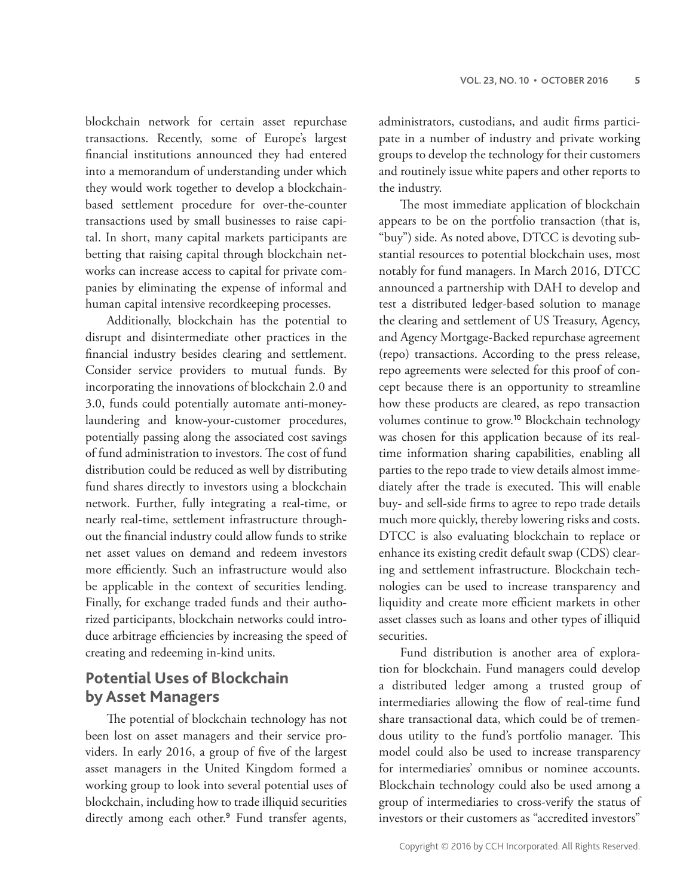blockchain network for certain asset repurchase transactions. Recently, some of Europe's largest financial institutions announced they had entered into a memorandum of understanding under which they would work together to develop a blockchain-based settlement procedure for over-the-counter transactions used by small businesses to raise capital. In short, many capital markets participants are betting that raising capital through blockchain networks can increase access to capital for private companies by eliminating the expense of informal and human capital intensive recordkeeping processes.

Additionally, blockchain has the potential to disrupt and disintermediate other practices in the financial industry besides clearing and settlement. Consider service providers to mutual funds. By incorporating the innovations of blockchain 2.0 and 3.0, funds could potentially automate anti-money-laundering and know-your-customer procedures, potentially passing along the associated cost savings of fund administration to investors. The cost of fund distribution could be reduced as well by distributing fund shares directly to investors using a blockchain network. Further, fully integrating a real-time, or nearly real-time, settlement infrastructure throughout the financial industry could allow funds to strike net asset values on demand and redeem investors more efficiently. Such an infrastructure would also be applicable in the context of securities lending. Finally, for exchange traded funds and their authorized participants, blockchain networks could introduce arbitrage efficiencies by increasing the speed of creating and redeeming in-kind units.

## Potential Uses of Blockchain by Asset Managers

The potential of blockchain technology has not been lost on asset managers and their service providers. In early 2016, a group of five of the largest asset managers in the United Kingdom formed a working group to look into several potential uses of blockchain, including how to trade illiquid securities directly among each other.[9] Fund transfer agents, administrators, custodians, and audit firms participate in a number of industry and private working groups to develop the technology for their customers and routinely issue white papers and other reports to the industry.

The most immediate application of blockchain appears to be on the portfolio transaction (that is, "buy") side. As noted above, DTCC is devoting substantial resources to potential blockchain uses, most notably for fund managers. In March 2016, DTCC announced a partnership with DAH to develop and test a distributed ledger-based solution to manage the clearing and settlement of US Treasury, Agency, and Agency Mortgage-Backed repurchase agreement (repo) transactions. According to the press release, repo agreements were selected for this proof of concept because there is an opportunity to streamline how these products are cleared, as repo transaction volumes continue to grow.[10] Blockchain technology was chosen for this application because of its real-time information sharing capabilities, enabling all parties to the repo trade to view details almost immediately after the trade is executed. This will enable buy- and sell-side firms to agree to repo trade details much more quickly, thereby lowering risks and costs. DTCC is also evaluating blockchain to replace or enhance its existing credit default swap (CDS) clearing and settlement infrastructure. Blockchain technologies can be used to increase transparency and liquidity and create more efficient markets in other asset classes such as loans and other types of illiquid securities.

Fund distribution is another area of exploration for blockchain. Fund managers could develop a distributed ledger among a trusted group of intermediaries allowing the flow of real-time fund share transactional data, which could be of tremendous utility to the fund's portfolio manager. This model could also be used to increase transparency for intermediaries' omnibus or nominee accounts. Blockchain technology could also be used among a group of intermediaries to cross-verify the status of investors or their customers as "accredited investors"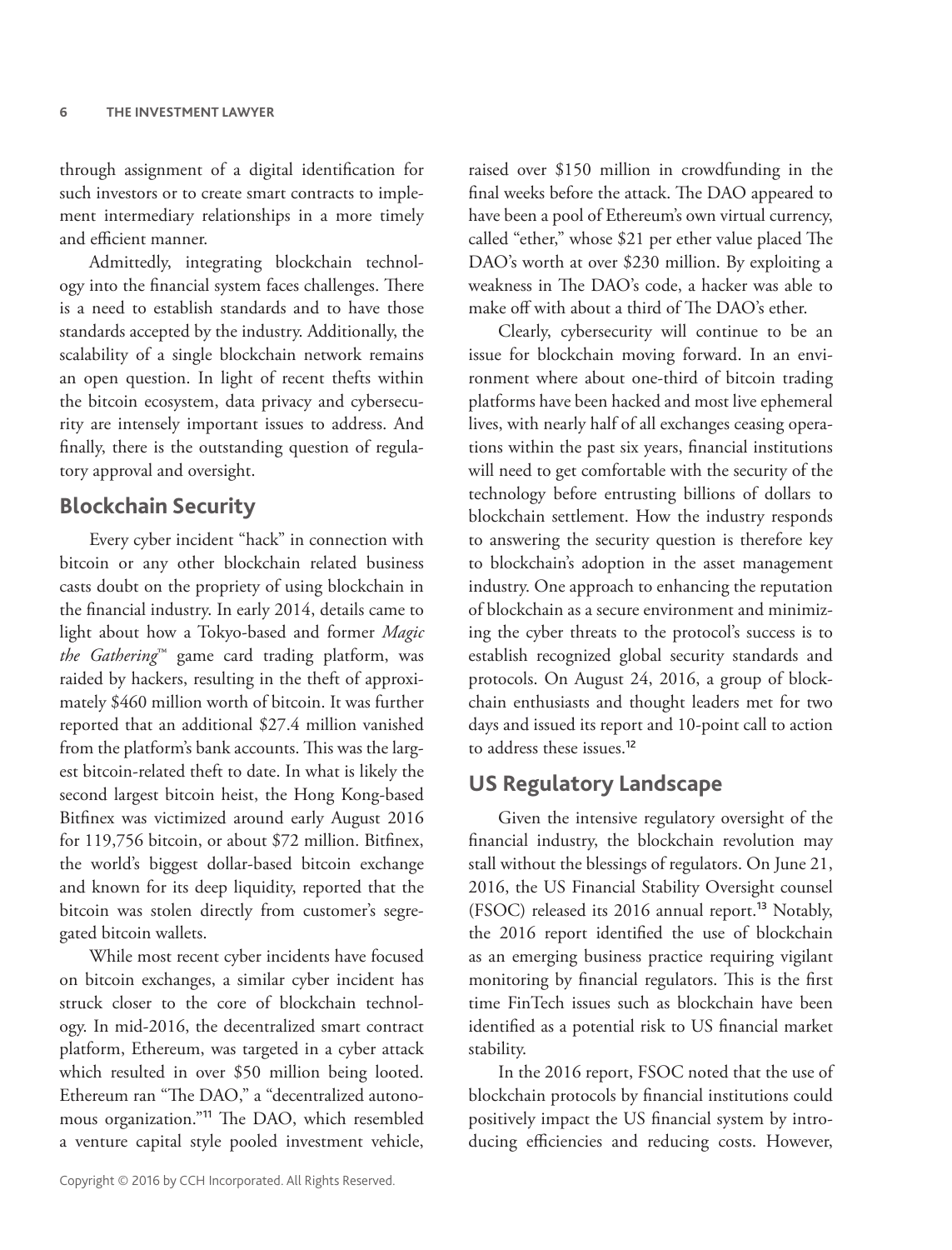through assignment of a digital identification for such investors or to create smart contracts to implement intermediary relationships in a more timely and efficient manner.

Admittedly, integrating blockchain technology into the financial system faces challenges. There is a need to establish standards and to have those standards accepted by the industry. Additionally, the scalability of a single blockchain network remains an open question. In light of recent thefts within the bitcoin ecosystem, data privacy and cybersecurity are intensely important issues to address. And finally, there is the outstanding question of regulatory approval and oversight.

## Blockchain Security

Every cyber incident "hack" in connection with bitcoin or any other blockchain related business casts doubt on the propriety of using blockchain in the financial industry. In early 2014, details came to light about how a Tokyo-based and former *Magic the Gathering*™ game card trading platform, was raided by hackers, resulting in the theft of approximately $460 million worth of bitcoin. It was further reported that an additional $27.4 million vanished from the platform's bank accounts. This was the largest bitcoin-related theft to date. In what is likely the second largest bitcoin heist, the Hong Kong-based Bitfinex was victimized around early August 2016 for 119,756 bitcoin, or about $72 million. Bitfinex, the world's biggest dollar-based bitcoin exchange and known for its deep liquidity, reported that the bitcoin was stolen directly from customer's segregated bitcoin wallets.

While most recent cyber incidents have focused on bitcoin exchanges, a similar cyber incident has struck closer to the core of blockchain technology. In mid-2016, the decentralized smart contract platform, Ethereum, was targeted in a cyber attack which resulted in over $50 million being looted. Ethereum ran "The DAO," a "decentralized autonomous organization."[11] The DAO, which resembled a venture capital style pooled investment vehicle, raised over $150 million in crowdfunding in the final weeks before the attack. The DAO appeared to have been a pool of Ethereum's own virtual currency, called "ether," whose $21 per ether value placed The DAO's worth at over $230 million. By exploiting a weakness in The DAO's code, a hacker was able to make off with about a third of The DAO's ether.

Clearly, cybersecurity will continue to be an issue for blockchain moving forward. In an environment where about one-third of bitcoin trading platforms have been hacked and most live ephemeral lives, with nearly half of all exchanges ceasing operations within the past six years, financial institutions will need to get comfortable with the security of the technology before entrusting billions of dollars to blockchain settlement. How the industry responds to answering the security question is therefore key to blockchain's adoption in the asset management industry. One approach to enhancing the reputation of blockchain as a secure environment and minimizing the cyber threats to the protocol's success is to establish recognized global security standards and protocols. On August 24, 2016, a group of blockchain enthusiasts and thought leaders met for two days and issued its report and 10-point call to action to address these issues.[12]

## US Regulatory Landscape

Given the intensive regulatory oversight of the financial industry, the blockchain revolution may stall without the blessings of regulators. On June 21, 2016, the US Financial Stability Oversight counsel (FSOC) released its 2016 annual report.[13] Notably, the 2016 report identified the use of blockchain as an emerging business practice requiring vigilant monitoring by financial regulators. This is the first time FinTech issues such as blockchain have been identified as a potential risk to US financial market stability.

In the 2016 report, FSOC noted that the use of blockchain protocols by financial institutions could positively impact the US financial system by introducing efficiencies and reducing costs. However,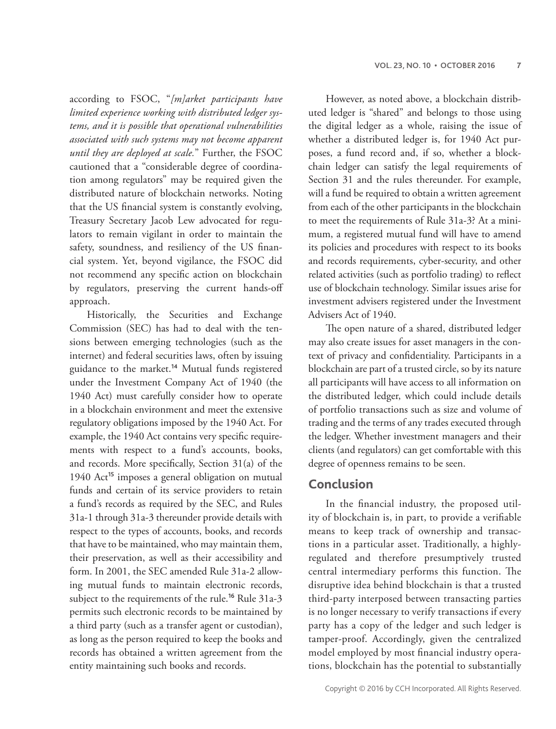according to FSOC, "*[m]arket participants have limited experience working with distributed ledger systems, and it is possible that operational vulnerabilities associated with such systems may not become apparent until they are deployed at scale.*" Further, the FSOC cautioned that a "considerable degree of coordination among regulators" may be required given the distributed nature of blockchain networks. Noting that the US financial system is constantly evolving, Treasury Secretary Jacob Lew advocated for regulators to remain vigilant in order to maintain the safety, soundness, and resiliency of the US financial system. Yet, beyond vigilance, the FSOC did not recommend any specific action on blockchain by regulators, preserving the current hands-off approach.

Historically, the Securities and Exchange Commission (SEC) has had to deal with the tensions between emerging technologies (such as the internet) and federal securities laws, often by issuing guidance to the market.[14] Mutual funds registered under the Investment Company Act of 1940 (the 1940 Act) must carefully consider how to operate in a blockchain environment and meet the extensive regulatory obligations imposed by the 1940 Act. For example, the 1940 Act contains very specific requirements with respect to a fund's accounts, books, and records. More specifically, Section 31(a) of the 1940 Act[15] imposes a general obligation on mutual funds and certain of its service providers to retain a fund's records as required by the SEC, and Rules 31a-1 through 31a-3 thereunder provide details with respect to the types of accounts, books, and records that have to be maintained, who may maintain them, their preservation, as well as their accessibility and form. In 2001, the SEC amended Rule 31a-2 allowing mutual funds to maintain electronic records, subject to the requirements of the rule.[16] Rule 31a-3 permits such electronic records to be maintained by a third party (such as a transfer agent or custodian), as long as the person required to keep the books and records has obtained a written agreement from the entity maintaining such books and records.

However, as noted above, a blockchain distributed ledger is "shared" and belongs to those using the digital ledger as a whole, raising the issue of whether a distributed ledger is, for 1940 Act purposes, a fund record and, if so, whether a blockchain ledger can satisfy the legal requirements of Section 31 and the rules thereunder. For example, will a fund be required to obtain a written agreement from each of the other participants in the blockchain to meet the requirements of Rule 31a-3? At a minimum, a registered mutual fund will have to amend its policies and procedures with respect to its books and records requirements, cyber-security, and other related activities (such as portfolio trading) to reflect use of blockchain technology. Similar issues arise for investment advisers registered under the Investment Advisers Act of 1940.

The open nature of a shared, distributed ledger may also create issues for asset managers in the context of privacy and confidentiality. Participants in a blockchain are part of a trusted circle, so by its nature all participants will have access to all information on the distributed ledger, which could include details of portfolio transactions such as size and volume of trading and the terms of any trades executed through the ledger. Whether investment managers and their clients (and regulators) can get comfortable with this degree of openness remains to be seen.

## Conclusion

In the financial industry, the proposed utility of blockchain is, in part, to provide a verifiable means to keep track of ownership and transactions in a particular asset. Traditionally, a highly-regulated and therefore presumptively trusted central intermediary performs this function. The disruptive idea behind blockchain is that a trusted third-party interposed between transacting parties is no longer necessary to verify transactions if every party has a copy of the ledger and such ledger is tamper-proof. Accordingly, given the centralized model employed by most financial industry operations, blockchain has the potential to substantially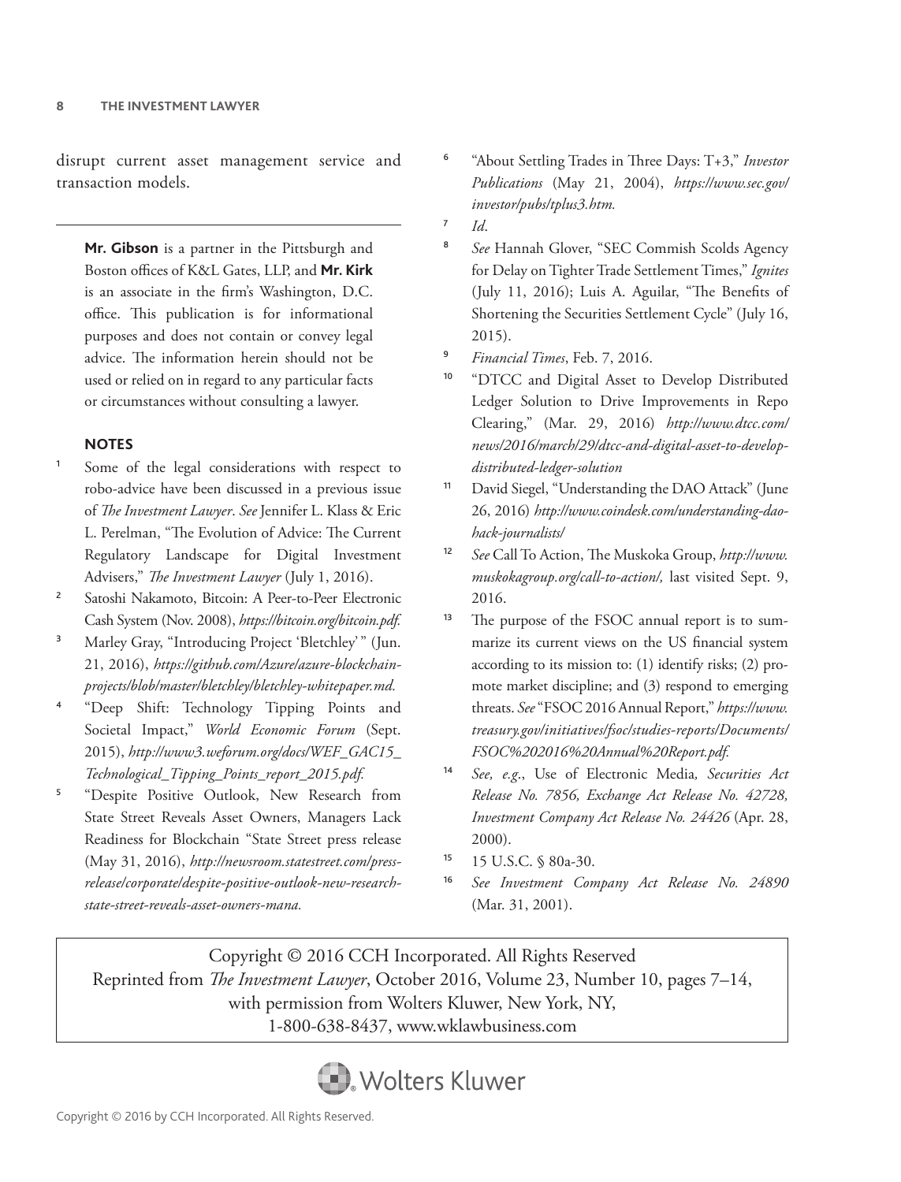disrupt current asset management service and transaction models.

**Mr. Gibson** is a partner in the Pittsburgh and Boston offices of K&L Gates, LLP, and **Mr. Kirk** is an associate in the firm's Washington, D.C. office. This publication is for informational purposes and does not contain or convey legal advice. The information herein should not be used or relied on in regard to any particular facts or circumstances without consulting a lawyer.

## NOTES

1. Some of the legal considerations with respect to robo-advice have been discussed in a previous issue of *The Investment Lawyer*. *See* Jennifer L. Klass & Eric L. Perelman, "The Evolution of Advice: The Current Regulatory Landscape for Digital Investment Advisers," *The Investment Lawyer* (July 1, 2016).
2. Satoshi Nakamoto, Bitcoin: A Peer-to-Peer Electronic Cash System (Nov. 2008), *https://bitcoin.org/bitcoin.pdf.*
3. Marley Gray, "Introducing Project 'Bletchley'" (Jun. 21, 2016), *https://github.com/Azure/azure-blockchain-projects/blob/master/bletchley/bletchley-whitepaper.md.*
4. "Deep Shift: Technology Tipping Points and Societal Impact," *World Economic Forum* (Sept. 2015), *http://www3.weforum.org/docs/WEF_GAC15_Technological_Tipping_Points_report_2015.pdf.*
5. "Despite Positive Outlook, New Research from State Street Reveals Asset Owners, Managers Lack Readiness for Blockchain "State Street press release (May 31, 2016), *http://newsroom.statestreet.com/press-release/corporate/despite-positive-outlook-new-research-state-street-reveals-asset-owners-mana.*
6. "About Settling Trades in Three Days: T+3," *Investor Publications* (May 21, 2004), *https://www.sec.gov/investor/pubs/tplus3.htm.*
7. *Id*.
8. *See* Hannah Glover, "SEC Commish Scolds Agency for Delay on Tighter Trade Settlement Times," *Ignites* (July 11, 2016); Luis A. Aguilar, "The Benefits of Shortening the Securities Settlement Cycle" (July 16, 2015).
9. *Financial Times*, Feb. 7, 2016.
10. "DTCC and Digital Asset to Develop Distributed Ledger Solution to Drive Improvements in Repo Clearing," (Mar. 29, 2016) *http://www.dtcc.com/news/2016/march/29/dtcc-and-digital-asset-to-develop-distributed-ledger-solution*
11. David Siegel, "Understanding the DAO Attack" (June 26, 2016) *http://www.coindesk.com/understanding-dao-hack-journalists/*
12. *See* Call To Action, The Muskoka Group, *http://www.muskokagroup.org/call-to-action/,* last visited Sept. 9, 2016.
13. The purpose of the FSOC annual report is to summarize its current views on the US financial system according to its mission to: (1) identify risks; (2) promote market discipline; and (3) respond to emerging threats. *See* "FSOC 2016 Annual Report," *https://www.treasury.gov/initiatives/fsoc/studies-reports/Documents/FSOC%202016%20Annual%20Report.pdf.*
14. *See, e.g.*, Use of Electronic Media*, Securities Act Release No. 7856, Exchange Act Release No. 42728, Investment Company Act Release No. 24426* (Apr. 28, 2000).
15. 15 U.S.C. § 80a-30.
16. *See Investment Company Act Release No. 24890* (Mar. 31, 2001).

Copyright © 2016 CCH Incorporated. All Rights Reserved
Reprinted from *The Investment Lawyer*, October 2016, Volume 23, Number 10, pages 7–14, with permission from Wolters Kluwer, New York, NY, 1-800-638-8437, www.wklawbusiness.com

Wolters Kluwer

Copyright © 2016 by CCH Incorporated. All Rights Reserved.